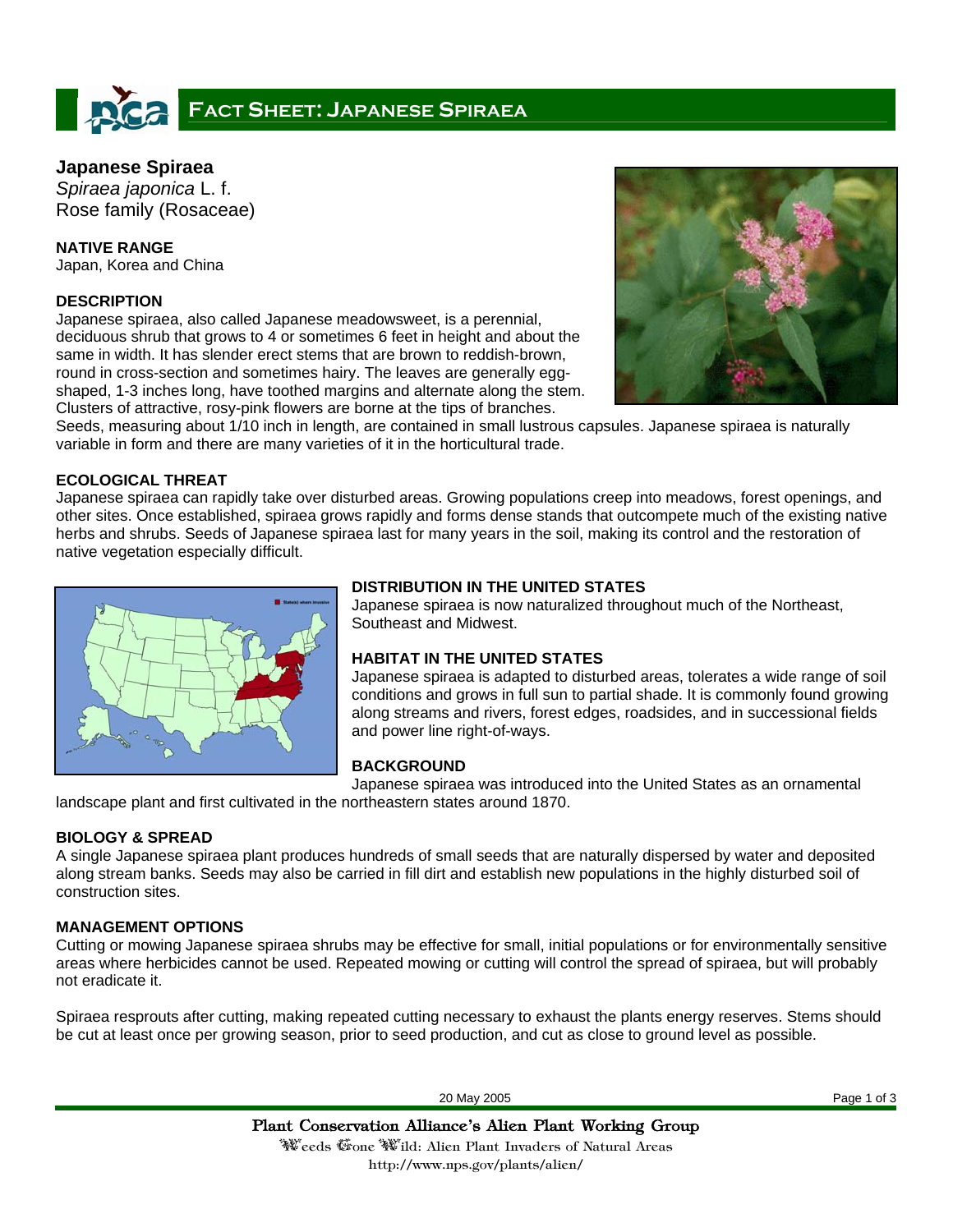# Fact Sheet: Japanese Spiraea

## Japanese Spiraea

*Spiraea japonica* L. f.
Rose family (Rosaceae)

**NATIVE RANGE**

Japan, Korea and China

**DESCRIPTION**

Japanese spiraea, also called Japanese meadowsweet, is a perennial, deciduous shrub that grows to 4 or sometimes 6 feet in height and about the same in width. It has slender erect stems that are brown to reddish-brown, round in cross-section and sometimes hairy. The leaves are generally egg-shaped, 1-3 inches long, have toothed margins and alternate along the stem. Clusters of attractive, rosy-pink flowers are borne at the tips of branches. Seeds, measuring about 1/10 inch in length, are contained in small lustrous capsules. Japanese spiraea is naturally variable in form and there are many varieties of it in the horticultural trade.

**ECOLOGICAL THREAT**

Japanese spiraea can rapidly take over disturbed areas. Growing populations creep into meadows, forest openings, and other sites. Once established, spiraea grows rapidly and forms dense stands that outcompete much of the existing native herbs and shrubs. Seeds of Japanese spiraea last for many years in the soil, making its control and the restoration of native vegetation especially difficult.

**DISTRIBUTION IN THE UNITED STATES**

Japanese spiraea is now naturalized throughout much of the Northeast, Southeast and Midwest.

**HABITAT IN THE UNITED STATES**

Japanese spiraea is adapted to disturbed areas, tolerates a wide range of soil conditions and grows in full sun to partial shade. It is commonly found growing along streams and rivers, forest edges, roadsides, and in successional fields and power line right-of-ways.

**BACKGROUND**

Japanese spiraea was introduced into the United States as an ornamental landscape plant and first cultivated in the northeastern states around 1870.

**BIOLOGY & SPREAD**

A single Japanese spiraea plant produces hundreds of small seeds that are naturally dispersed by water and deposited along stream banks. Seeds may also be carried in fill dirt and establish new populations in the highly disturbed soil of construction sites.

**MANAGEMENT OPTIONS**

Cutting or mowing Japanese spiraea shrubs may be effective for small, initial populations or for environmentally sensitive areas where herbicides cannot be used. Repeated mowing or cutting will control the spread of spiraea, but will probably not eradicate it.

Spiraea resprouts after cutting, making repeated cutting necessary to exhaust the plants energy reserves. Stems should be cut at least once per growing season, prior to seed production, and cut as close to ground level as possible.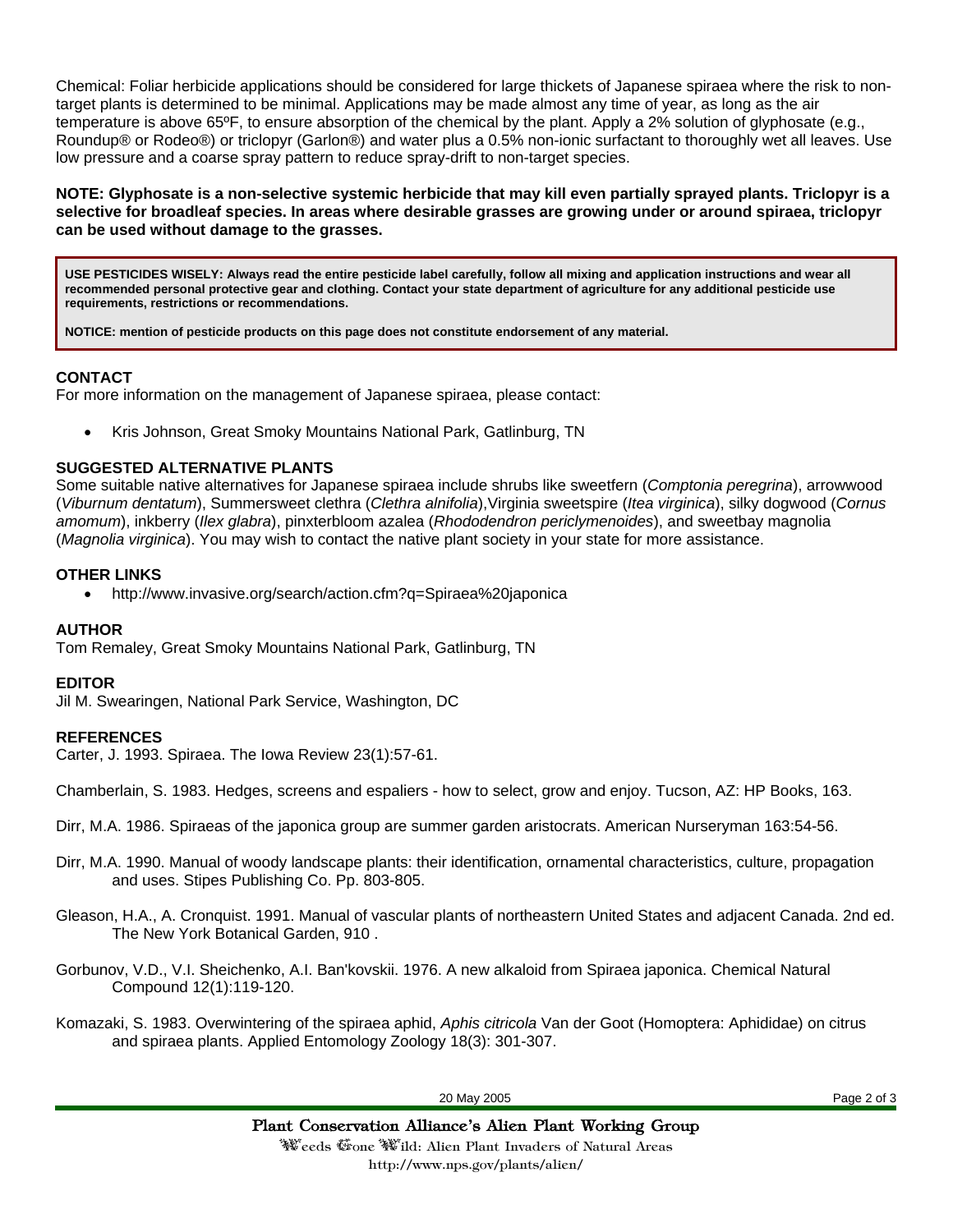Chemical: Foliar herbicide applications should be considered for large thickets of Japanese spiraea where the risk to non-target plants is determined to be minimal. Applications may be made almost any time of year, as long as the air temperature is above 65ºF, to ensure absorption of the chemical by the plant. Apply a 2% solution of glyphosate (e.g., Roundup® or Rodeo®) or triclopyr (Garlon®) and water plus a 0.5% non-ionic surfactant to thoroughly wet all leaves. Use low pressure and a coarse spray pattern to reduce spray-drift to non-target species.

**NOTE: Glyphosate is a non-selective systemic herbicide that may kill even partially sprayed plants. Triclopyr is a selective for broadleaf species. In areas where desirable grasses are growing under or around spiraea, triclopyr can be used without damage to the grasses.**

**USE PESTICIDES WISELY: Always read the entire pesticide label carefully, follow all mixing and application instructions and wear all recommended personal protective gear and clothing. Contact your state department of agriculture for any additional pesticide use requirements, restrictions or recommendations.**

**NOTICE: mention of pesticide products on this page does not constitute endorsement of any material.**

### CONTACT

For more information on the management of Japanese spiraea, please contact:

- Kris Johnson, Great Smoky Mountains National Park, Gatlinburg, TN

### SUGGESTED ALTERNATIVE PLANTS

Some suitable native alternatives for Japanese spiraea include shrubs like sweetfern (*Comptonia peregrina*), arrowwood (*Viburnum dentatum*), Summersweet clethra (*Clethra alnifolia*),Virginia sweetspire (*Itea virginica*), silky dogwood (*Cornus amomum*), inkberry (*Ilex glabra*), pinxterbloom azalea (*Rhododendron periclymenoides*), and sweetbay magnolia (*Magnolia virginica*). You may wish to contact the native plant society in your state for more assistance.

### OTHER LINKS

- http://www.invasive.org/search/action.cfm?q=Spiraea%20japonica

### AUTHOR

Tom Remaley, Great Smoky Mountains National Park, Gatlinburg, TN

### EDITOR

Jil M. Swearingen, National Park Service, Washington, DC

### REFERENCES

Carter, J. 1993. Spiraea. The Iowa Review 23(1):57-61.

Chamberlain, S. 1983. Hedges, screens and espaliers - how to select, grow and enjoy. Tucson, AZ: HP Books, 163.

Dirr, M.A. 1986. Spiraeas of the japonica group are summer garden aristocrats. American Nurseryman 163:54-56.

Dirr, M.A. 1990. Manual of woody landscape plants: their identification, ornamental characteristics, culture, propagation and uses. Stipes Publishing Co. Pp. 803-805.

Gleason, H.A., A. Cronquist. 1991. Manual of vascular plants of northeastern United States and adjacent Canada. 2nd ed. The New York Botanical Garden, 910 .

Gorbunov, V.D., V.I. Sheichenko, A.I. Ban'kovskii. 1976. A new alkaloid from Spiraea japonica. Chemical Natural Compound 12(1):119-120.

Komazaki, S. 1983. Overwintering of the spiraea aphid, *Aphis citricola* Van der Goot (Homoptera: Aphididae) on citrus and spiraea plants. Applied Entomology Zoology 18(3): 301-307.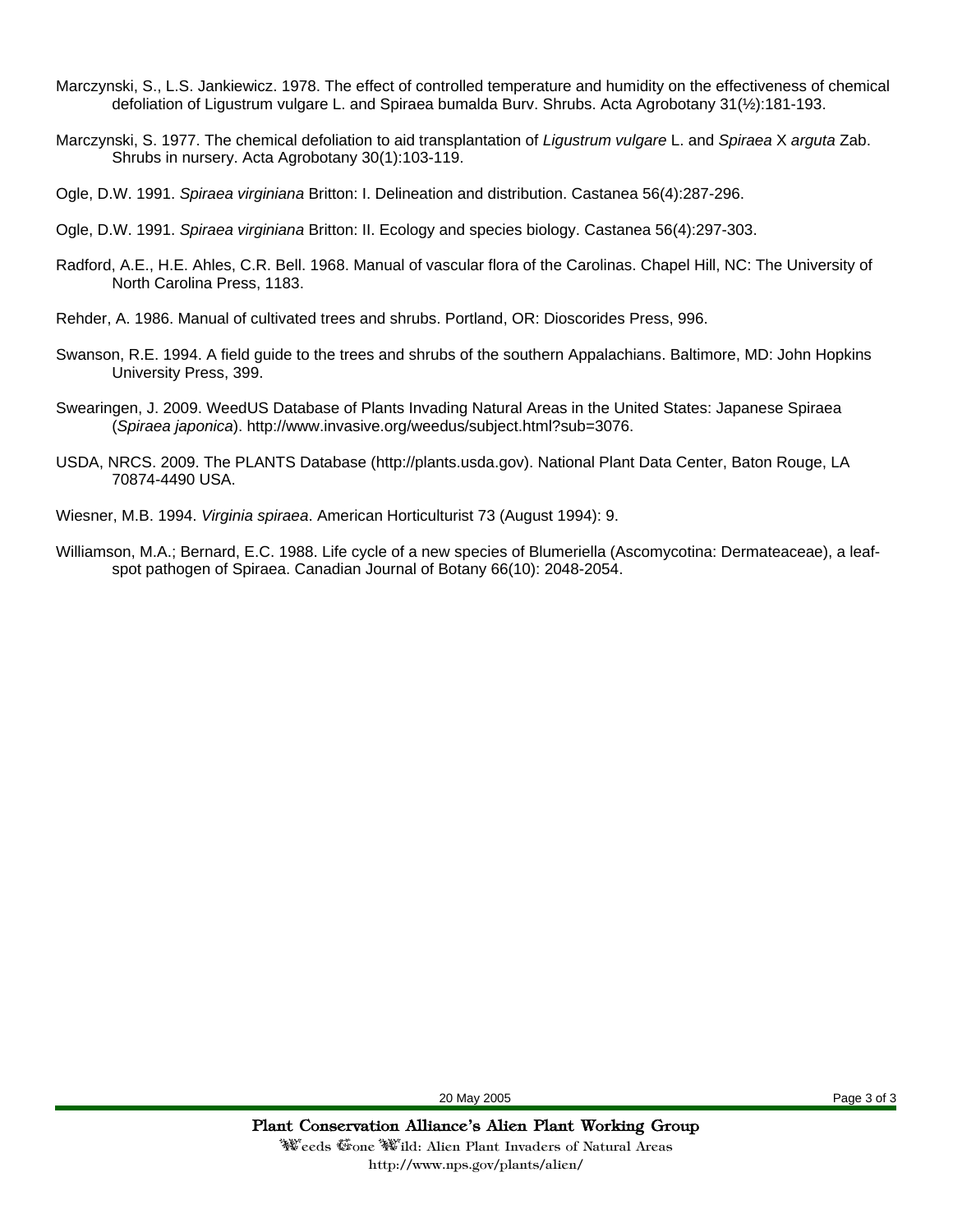Marczynski, S., L.S. Jankiewicz. 1978. The effect of controlled temperature and humidity on the effectiveness of chemical defoliation of Ligustrum vulgare L. and Spiraea bumalda Burv. Shrubs. Acta Agrobotany 31(½):181-193.

Marczynski, S. 1977. The chemical defoliation to aid transplantation of *Ligustrum vulgare* L. and *Spiraea* X *arguta* Zab. Shrubs in nursery. Acta Agrobotany 30(1):103-119.

Ogle, D.W. 1991. *Spiraea virginiana* Britton: I. Delineation and distribution. Castanea 56(4):287-296.

Ogle, D.W. 1991. *Spiraea virginiana* Britton: II. Ecology and species biology. Castanea 56(4):297-303.

Radford, A.E., H.E. Ahles, C.R. Bell. 1968. Manual of vascular flora of the Carolinas. Chapel Hill, NC: The University of North Carolina Press, 1183.

Rehder, A. 1986. Manual of cultivated trees and shrubs. Portland, OR: Dioscorides Press, 996.

Swanson, R.E. 1994. A field guide to the trees and shrubs of the southern Appalachians. Baltimore, MD: John Hopkins University Press, 399.

Swearingen, J. 2009. WeedUS Database of Plants Invading Natural Areas in the United States: Japanese Spiraea (*Spiraea japonica*). http://www.invasive.org/weedus/subject.html?sub=3076.

USDA, NRCS. 2009. The PLANTS Database (http://plants.usda.gov). National Plant Data Center, Baton Rouge, LA 70874-4490 USA.

Wiesner, M.B. 1994. *Virginia spiraea*. American Horticulturist 73 (August 1994): 9.

Williamson, M.A.; Bernard, E.C. 1988. Life cycle of a new species of Blumeriella (Ascomycotina: Dermateaceae), a leaf-spot pathogen of Spiraea. Canadian Journal of Botany 66(10): 2048-2054.